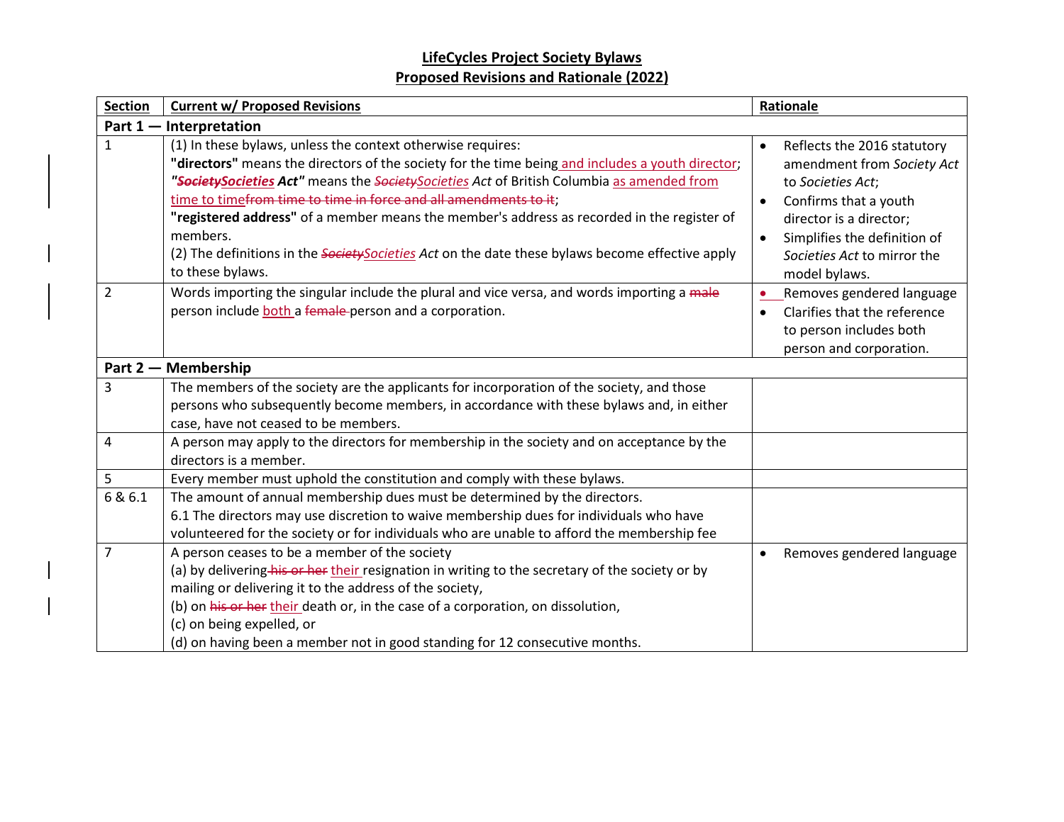# LifeCycles Project Society Bylaws

## Proposed Revisions and Rationale (2022)

| Section | Current w/ Proposed Revisions | Rationale |
|---|---|---|
| **Part 1 — Interpretation** | | |
| 1 | (1) In these bylaws, unless the context otherwise requires:<br>**"directors"** means the directors of the society for the time being and includes a youth director;<br>***"~~Society~~Societies Act"*** means the *~~Society~~Societies Act* of British Columbia as amended from time to time~~from time to time in force and all amendments to it~~;<br>**"registered address"** of a member means the member's address as recorded in the register of members.<br>(2) The definitions in the *~~Society~~Societies Act* on the date these bylaws become effective apply to these bylaws. | • Reflects the 2016 statutory amendment from *Society Act* to *Societies Act*;<br>• Confirms that a youth director is a director;<br>• Simplifies the definition of *Societies Act* to mirror the model bylaws. |
| 2 | Words importing the singular include the plural and vice versa, and words importing a ~~male~~ person include both a ~~female~~ person and a corporation. | • Removes gendered language<br>• Clarifies that the reference to person includes both person and corporation. |
| **Part 2 — Membership** | | |
| 3 | The members of the society are the applicants for incorporation of the society, and those persons who subsequently become members, in accordance with these bylaws and, in either case, have not ceased to be members. | |
| 4 | A person may apply to the directors for membership in the society and on acceptance by the directors is a member. | |
| 5 | Every member must uphold the constitution and comply with these bylaws. | |
| 6 & 6.1 | The amount of annual membership dues must be determined by the directors.<br>6.1 The directors may use discretion to waive membership dues for individuals who have volunteered for the society or for individuals who are unable to afford the membership fee | |
| 7 | A person ceases to be a member of the society<br>(a) by delivering ~~his or her~~ their resignation in writing to the secretary of the society or by mailing or delivering it to the address of the society,<br>(b) on ~~his or her~~ their death or, in the case of a corporation, on dissolution,<br>(c) on being expelled, or<br>(d) on having been a member not in good standing for 12 consecutive months. | • Removes gendered language |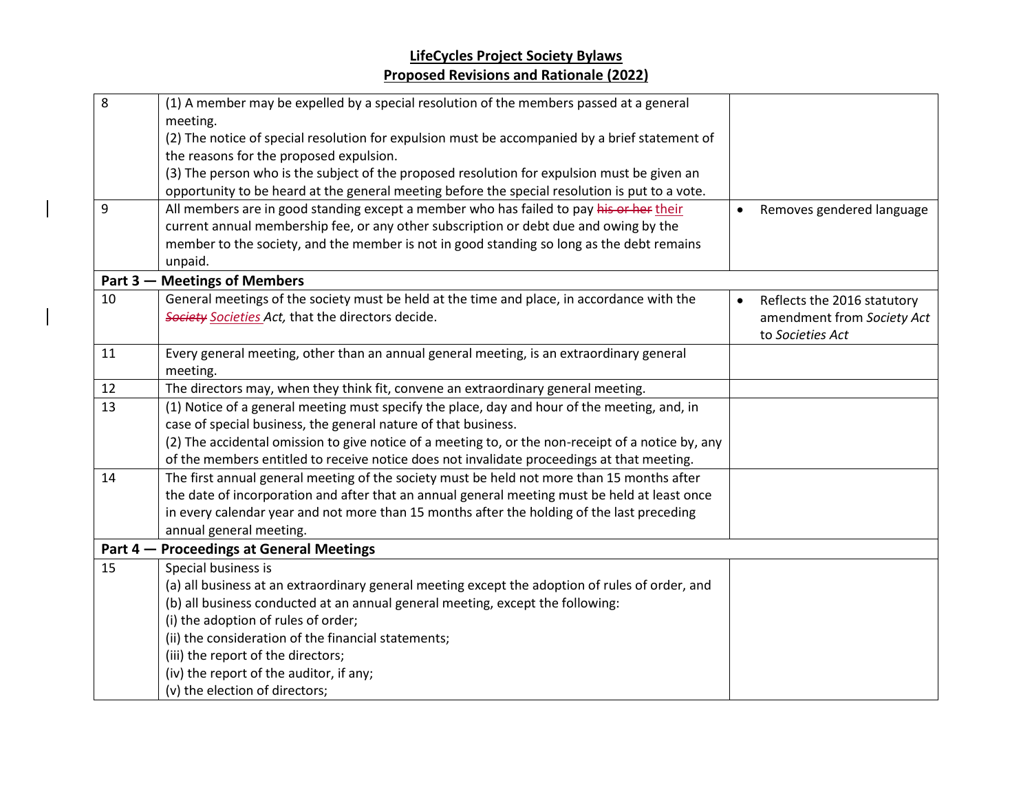**LifeCycles Project Society Bylaws**
**Proposed Revisions and Rationale (2022)**

| | | |
|---|---|---|
| 8 | (1) A member may be expelled by a special resolution of the members passed at a general meeting.<br>(2) The notice of special resolution for expulsion must be accompanied by a brief statement of the reasons for the proposed expulsion.<br>(3) The person who is the subject of the proposed resolution for expulsion must be given an opportunity to be heard at the general meeting before the special resolution is put to a vote. | |
| 9 | All members are in good standing except a member who has failed to pay ~~his or her~~ their current annual membership fee, or any other subscription or debt due and owing by the member to the society, and the member is not in good standing so long as the debt remains unpaid. | • Removes gendered language |
| **Part 3 — Meetings of Members** | | |
| 10 | General meetings of the society must be held at the time and place, in accordance with the ~~*Society*~~ *Societies Act,* that the directors decide. | • Reflects the 2016 statutory amendment from *Society Act* to *Societies Act* |
| 11 | Every general meeting, other than an annual general meeting, is an extraordinary general meeting. | |
| 12 | The directors may, when they think fit, convene an extraordinary general meeting. | |
| 13 | (1) Notice of a general meeting must specify the place, day and hour of the meeting, and, in case of special business, the general nature of that business.<br>(2) The accidental omission to give notice of a meeting to, or the non-receipt of a notice by, any of the members entitled to receive notice does not invalidate proceedings at that meeting. | |
| 14 | The first annual general meeting of the society must be held not more than 15 months after the date of incorporation and after that an annual general meeting must be held at least once in every calendar year and not more than 15 months after the holding of the last preceding annual general meeting. | |
| **Part 4 — Proceedings at General Meetings** | | |
| 15 | Special business is<br>(a) all business at an extraordinary general meeting except the adoption of rules of order, and<br>(b) all business conducted at an annual general meeting, except the following:<br>(i) the adoption of rules of order;<br>(ii) the consideration of the financial statements;<br>(iii) the report of the directors;<br>(iv) the report of the auditor, if any;<br>(v) the election of directors; | |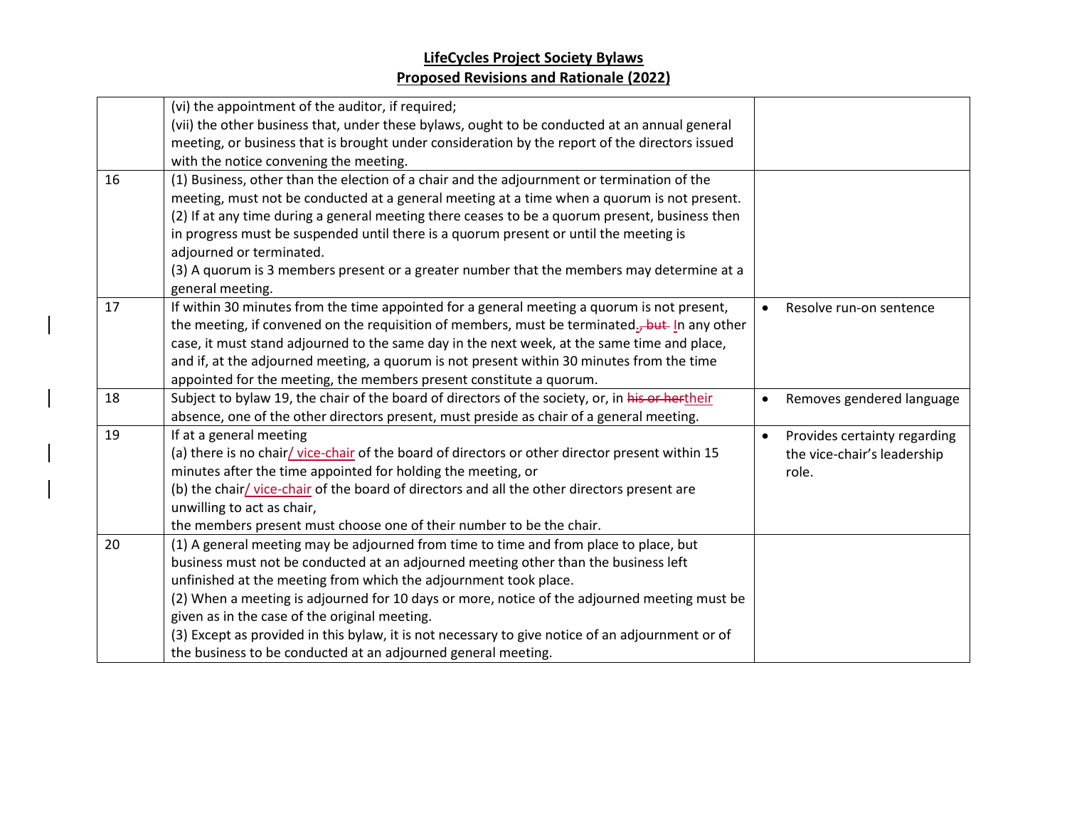**LifeCycles Project Society Bylaws**
**Proposed Revisions and Rationale (2022)**

| | | |
|---|---|---|
| | (vi) the appointment of the auditor, if required;<br>(vii) the other business that, under these bylaws, ought to be conducted at an annual general meeting, or business that is brought under consideration by the report of the directors issued with the notice convening the meeting. | |
| 16 | (1) Business, other than the election of a chair and the adjournment or termination of the meeting, must not be conducted at a general meeting at a time when a quorum is not present.<br>(2) If at any time during a general meeting there ceases to be a quorum present, business then in progress must be suspended until there is a quorum present or until the meeting is adjourned or terminated.<br>(3) A quorum is 3 members present or a greater number that the members may determine at a general meeting. | |
| 17 | If within 30 minutes from the time appointed for a general meeting a quorum is not present, the meeting, if convened on the requisition of members, must be terminated., but In any other case, it must stand adjourned to the same day in the next week, at the same time and place, and if, at the adjourned meeting, a quorum is not present within 30 minutes from the time appointed for the meeting, the members present constitute a quorum. | • Resolve run-on sentence |
| 18 | Subject to bylaw 19, the chair of the board of directors of the society, or, in ~~his or her~~their absence, one of the other directors present, must preside as chair of a general meeting. | • Removes gendered language |
| 19 | If at a general meeting<br>(a) there is no chair/ vice-chair of the board of directors or other director present within 15 minutes after the time appointed for holding the meeting, or<br>(b) the chair/ vice-chair of the board of directors and all the other directors present are unwilling to act as chair,<br>the members present must choose one of their number to be the chair. | • Provides certainty regarding the vice-chair's leadership role. |
| 20 | (1) A general meeting may be adjourned from time to time and from place to place, but business must not be conducted at an adjourned meeting other than the business left unfinished at the meeting from which the adjournment took place.<br>(2) When a meeting is adjourned for 10 days or more, notice of the adjourned meeting must be given as in the case of the original meeting.<br>(3) Except as provided in this bylaw, it is not necessary to give notice of an adjournment or of the business to be conducted at an adjourned general meeting. | |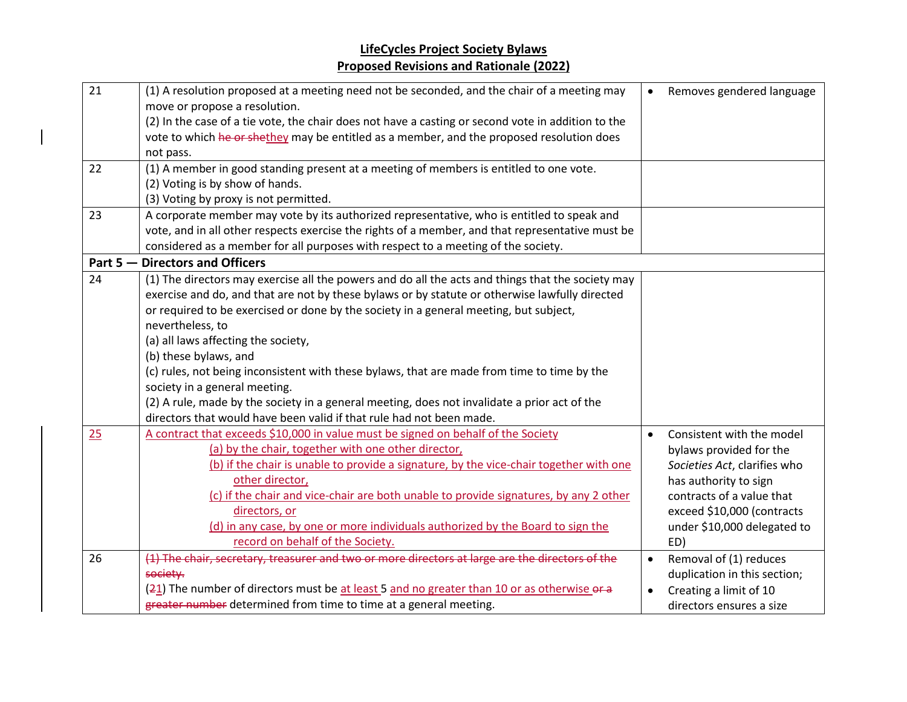**LifeCycles Project Society Bylaws**
**Proposed Revisions and Rationale (2022)**

| | | |
|---|---|---|
| 21 | (1) A resolution proposed at a meeting need not be seconded, and the chair of a meeting may move or propose a resolution.<br>(2) In the case of a tie vote, the chair does not have a casting or second vote in addition to the vote to which ~~he or she~~they may be entitled as a member, and the proposed resolution does not pass. | • Removes gendered language |
| 22 | (1) A member in good standing present at a meeting of members is entitled to one vote.<br>(2) Voting is by show of hands.<br>(3) Voting by proxy is not permitted. | |
| 23 | A corporate member may vote by its authorized representative, who is entitled to speak and vote, and in all other respects exercise the rights of a member, and that representative must be considered as a member for all purposes with respect to a meeting of the society. | |
| **Part 5 — Directors and Officers** | | |
| 24 | (1) The directors may exercise all the powers and do all the acts and things that the society may exercise and do, and that are not by these bylaws or by statute or otherwise lawfully directed or required to be exercised or done by the society in a general meeting, but subject, nevertheless, to<br>(a) all laws affecting the society,<br>(b) these bylaws, and<br>(c) rules, not being inconsistent with these bylaws, that are made from time to time by the society in a general meeting.<br>(2) A rule, made by the society in a general meeting, does not invalidate a prior act of the directors that would have been valid if that rule had not been made. | |
| 25 | A contract that exceeds $10,000 in value must be signed on behalf of the Society<br>(a) by the chair, together with one other director,<br>(b) if the chair is unable to provide a signature, by the vice-chair together with one other director,<br>(c) if the chair and vice-chair are both unable to provide signatures, by any 2 other directors, or<br>(d) in any case, by one or more individuals authorized by the Board to sign the record on behalf of the Society. | • Consistent with the model bylaws provided for the *Societies Act*, clarifies who has authority to sign contracts of a value that exceed $10,000 (contracts under $10,000 delegated to ED) |
| 26 | ~~(1) The chair, secretary, treasurer and two or more directors at large are the directors of the society.~~<br>(~~2~~1) The number of directors must be at least 5 and no greater than 10 or as otherwise ~~or a greater number~~ determined from time to time at a general meeting. | • Removal of (1) reduces duplication in this section;<br>• Creating a limit of 10 directors ensures a size |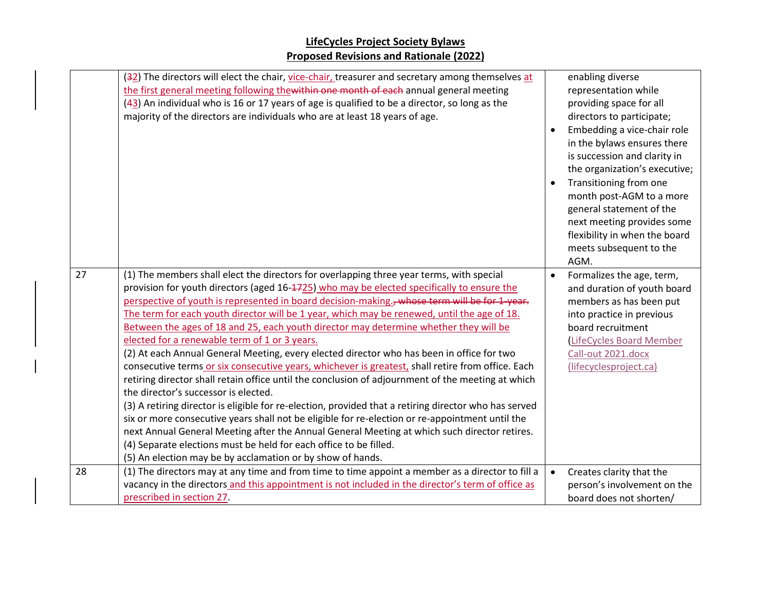# LifeCycles Project Society Bylaws
## Proposed Revisions and Rationale (2022)

| | | |
|---|---|---|
| | (~~3~~2) The directors will elect the chair, vice-chair, treasurer and secretary among themselves at the first general meeting following the~~within one month of each~~ annual general meeting<br>(~~4~~3) An individual who is 16 or 17 years of age is qualified to be a director, so long as the majority of the directors are individuals who are at least 18 years of age. | enabling diverse representation while providing space for all directors to participate;<br>• Embedding a vice-chair role in the bylaws ensures there is succession and clarity in the organization's executive;<br>• Transitioning from one month post-AGM to a more general statement of the next meeting provides some flexibility in when the board meets subsequent to the AGM. |
| 27 | (1) The members shall elect the directors for overlapping three year terms, with special provision for youth directors (aged 16-~~17~~25) who may be elected specifically to ensure the perspective of youth is represented in board decision-making.~~, whose term will be for 1-year.~~ The term for each youth director will be 1 year, which may be renewed, until the age of 18. Between the ages of 18 and 25, each youth director may determine whether they will be elected for a renewable term of 1 or 3 years.<br>(2) At each Annual General Meeting, every elected director who has been in office for two consecutive terms or six consecutive years, whichever is greatest, shall retire from office. Each retiring director shall retain office until the conclusion of adjournment of the meeting at which the director's successor is elected.<br>(3) A retiring director is eligible for re-election, provided that a retiring director who has served six or more consecutive years shall not be eligible for re-election or re-appointment until the next Annual General Meeting after the Annual General Meeting at which such director retires.<br>(4) Separate elections must be held for each office to be filled.<br>(5) An election may be by acclamation or by show of hands. | • Formalizes the age, term, and duration of youth board members as has been put into practice in previous board recruitment (LifeCycles Board Member Call-out 2021.docx (lifecyclesproject.ca)) |
| 28 | (1) The directors may at any time and from time to time appoint a member as a director to fill a vacancy in the directors and this appointment is not included in the director's term of office as prescribed in section 27. | • Creates clarity that the person's involvement on the board does not shorten/ |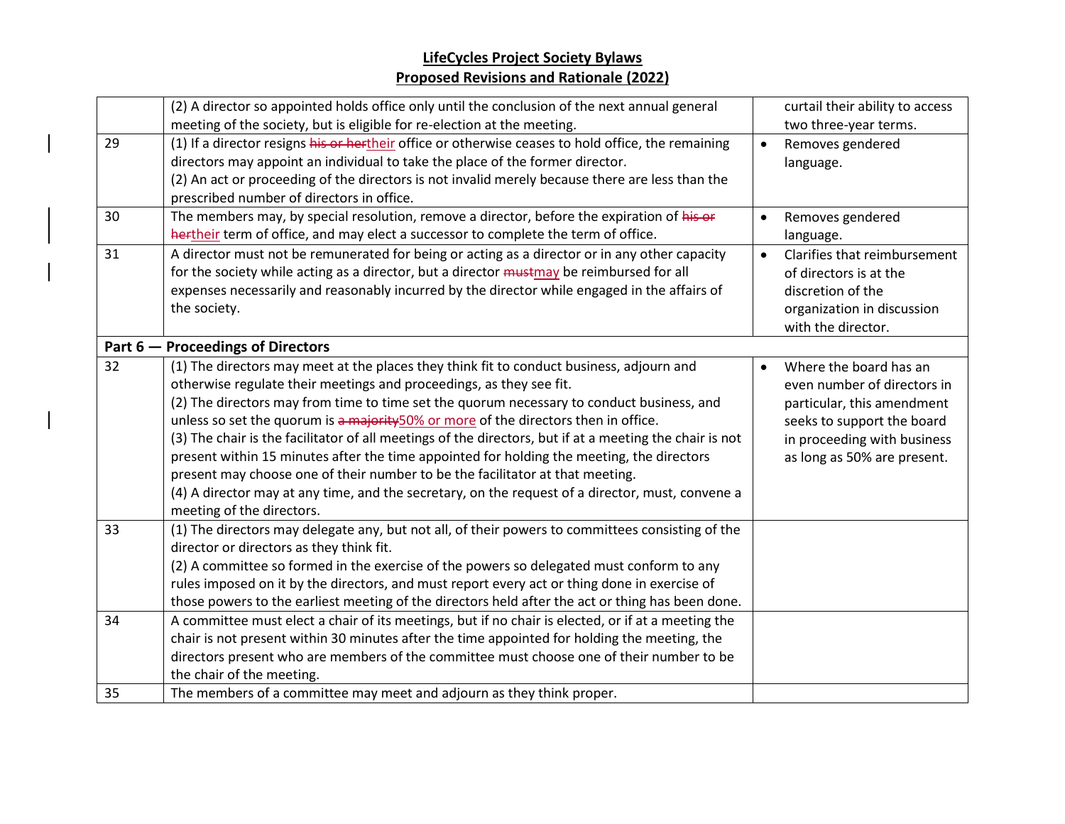**LifeCycles Project Society Bylaws**
**Proposed Revisions and Rationale (2022)**

| | | |
|---|---|---|
| | (2) A director so appointed holds office only until the conclusion of the next annual general meeting of the society, but is eligible for re-election at the meeting. | curtail their ability to access two three-year terms. |
| 29 | (1) If a director resigns ~~his or her~~<u>their</u> office or otherwise ceases to hold office, the remaining directors may appoint an individual to take the place of the former director.<br>(2) An act or proceeding of the directors is not invalid merely because there are less than the prescribed number of directors in office. | • Removes gendered language. |
| 30 | The members may, by special resolution, remove a director, before the expiration of ~~his or her~~<u>their</u> term of office, and may elect a successor to complete the term of office. | • Removes gendered language. |
| 31 | A director must not be remunerated for being or acting as a director or in any other capacity for the society while acting as a director, but a director ~~must~~<u>may</u> be reimbursed for all expenses necessarily and reasonably incurred by the director while engaged in the affairs of the society. | • Clarifies that reimbursement of directors is at the discretion of the organization in discussion with the director. |
| **Part 6 — Proceedings of Directors** | | |
| 32 | (1) The directors may meet at the places they think fit to conduct business, adjourn and otherwise regulate their meetings and proceedings, as they see fit.<br>(2) The directors may from time to time set the quorum necessary to conduct business, and unless so set the quorum is ~~a majority~~<u>50% or more</u> of the directors then in office.<br>(3) The chair is the facilitator of all meetings of the directors, but if at a meeting the chair is not present within 15 minutes after the time appointed for holding the meeting, the directors present may choose one of their number to be the facilitator at that meeting.<br>(4) A director may at any time, and the secretary, on the request of a director, must, convene a meeting of the directors. | • Where the board has an even number of directors in particular, this amendment seeks to support the board in proceeding with business as long as 50% are present. |
| 33 | (1) The directors may delegate any, but not all, of their powers to committees consisting of the director or directors as they think fit.<br>(2) A committee so formed in the exercise of the powers so delegated must conform to any rules imposed on it by the directors, and must report every act or thing done in exercise of those powers to the earliest meeting of the directors held after the act or thing has been done. | |
| 34 | A committee must elect a chair of its meetings, but if no chair is elected, or if at a meeting the chair is not present within 30 minutes after the time appointed for holding the meeting, the directors present who are members of the committee must choose one of their number to be the chair of the meeting. | |
| 35 | The members of a committee may meet and adjourn as they think proper. | |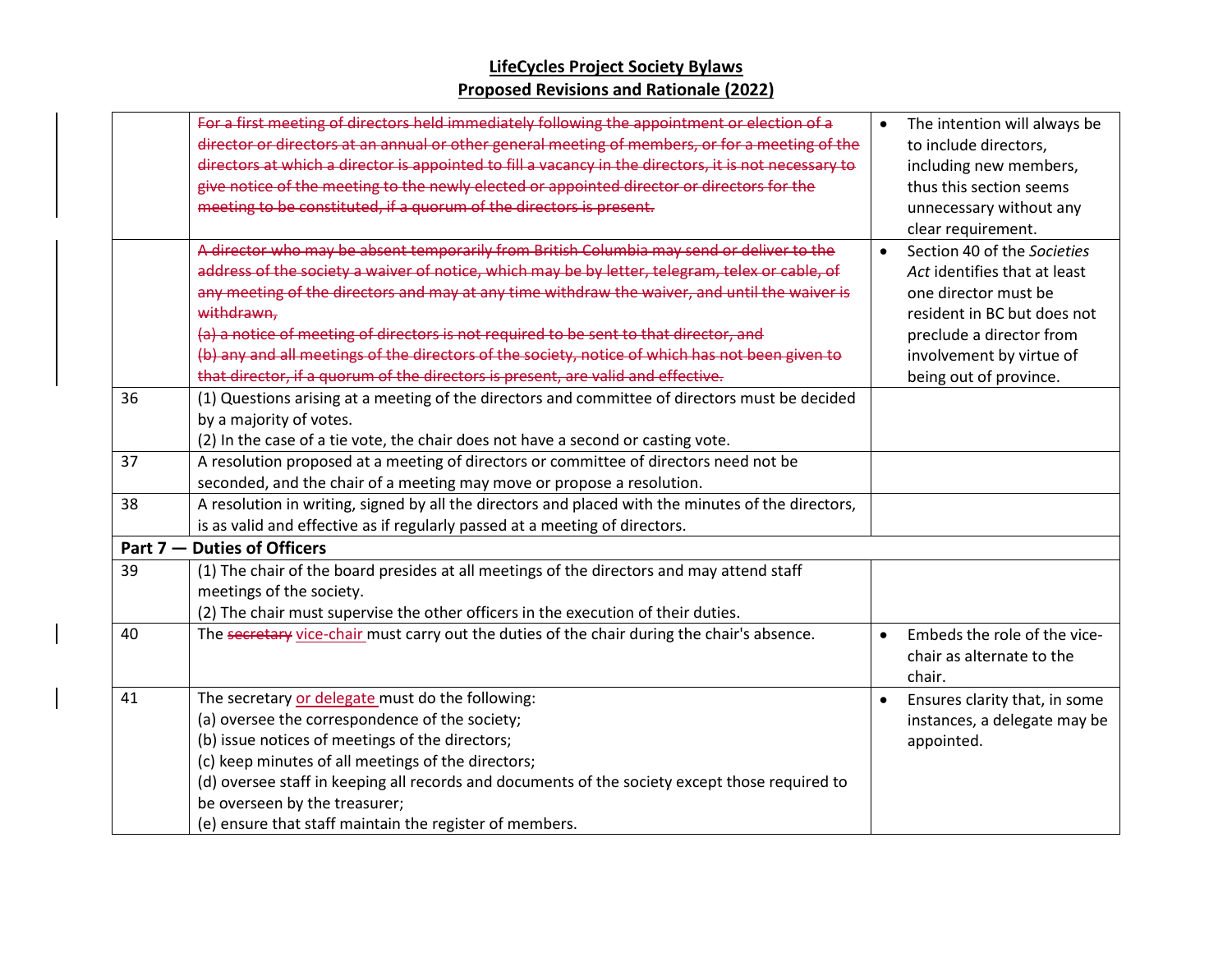# LifeCycles Project Society Bylaws
## Proposed Revisions and Rationale (2022)

| | | |
|---|---|---|
| | ~~For a first meeting of directors held immediately following the appointment or election of a director or directors at an annual or other general meeting of members, or for a meeting of the directors at which a director is appointed to fill a vacancy in the directors, it is not necessary to give notice of the meeting to the newly elected or appointed director or directors for the meeting to be constituted, if a quorum of the directors is present.~~ | • The intention will always be to include directors, including new members, thus this section seems unnecessary without any clear requirement. |
| | ~~A director who may be absent temporarily from British Columbia may send or deliver to the address of the society a waiver of notice, which may be by letter, telegram, telex or cable, of any meeting of the directors and may at any time withdraw the waiver, and until the waiver is withdrawn,~~<br>~~(a) a notice of meeting of directors is not required to be sent to that director, and~~<br>~~(b) any and all meetings of the directors of the society, notice of which has not been given to that director, if a quorum of the directors is present, are valid and effective.~~ | • Section 40 of the *Societies Act* identifies that at least one director must be resident in BC but does not preclude a director from involvement by virtue of being out of province. |
| 36 | (1) Questions arising at a meeting of the directors and committee of directors must be decided by a majority of votes.<br>(2) In the case of a tie vote, the chair does not have a second or casting vote. | |
| 37 | A resolution proposed at a meeting of directors or committee of directors need not be seconded, and the chair of a meeting may move or propose a resolution. | |
| 38 | A resolution in writing, signed by all the directors and placed with the minutes of the directors, is as valid and effective as if regularly passed at a meeting of directors. | |
| **Part 7 — Duties of Officers** | | |
| 39 | (1) The chair of the board presides at all meetings of the directors and may attend staff meetings of the society.<br>(2) The chair must supervise the other officers in the execution of their duties. | |
| 40 | The ~~secretary~~ vice-chair must carry out the duties of the chair during the chair's absence. | • Embeds the role of the vice-chair as alternate to the chair. |
| 41 | The secretary or delegate must do the following:<br>(a) oversee the correspondence of the society;<br>(b) issue notices of meetings of the directors;<br>(c) keep minutes of all meetings of the directors;<br>(d) oversee staff in keeping all records and documents of the society except those required to be overseen by the treasurer;<br>(e) ensure that staff maintain the register of members. | • Ensures clarity that, in some instances, a delegate may be appointed. |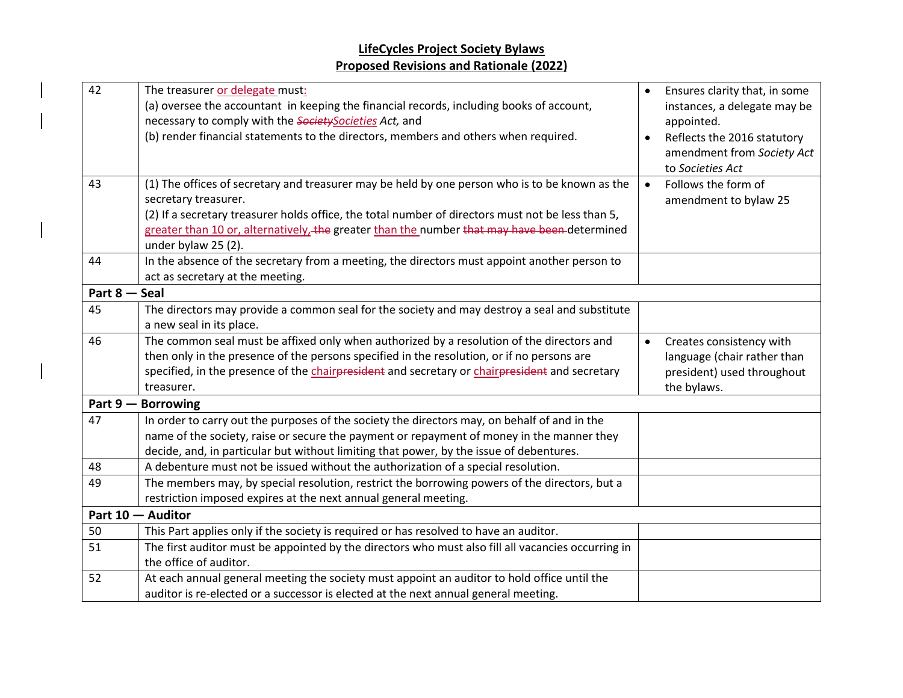**LifeCycles Project Society Bylaws**
**Proposed Revisions and Rationale (2022)**

| | | |
|---|---|---|
| 42 | The treasurer <u>or delegate</u> must<u>:</u><br>(a) oversee the accountant in keeping the financial records, including books of account, necessary to comply with the ~~*Society*~~<u>*Societies*</u> *Act,* and<br>(b) render financial statements to the directors, members and others when required. | • Ensures clarity that, in some instances, a delegate may be appointed.<br>• Reflects the 2016 statutory amendment from *Society Act* to *Societies Act* |
| 43 | (1) The offices of secretary and treasurer may be held by one person who is to be known as the secretary treasurer.<br>(2) If a secretary treasurer holds office, the total number of directors must not be less than 5, <u>greater than 10 or, alternatively,</u> ~~the~~ greater <u>than the</u> number ~~that may have been~~ determined under bylaw 25 (2). | • Follows the form of amendment to bylaw 25 |
| 44 | In the absence of the secretary from a meeting, the directors must appoint another person to act as secretary at the meeting. | |
| **Part 8 — Seal** | | |
| 45 | The directors may provide a common seal for the society and may destroy a seal and substitute a new seal in its place. | |
| 46 | The common seal must be affixed only when authorized by a resolution of the directors and then only in the presence of the persons specified in the resolution, or if no persons are specified, in the presence of the <u>chair</u>~~president~~ and secretary or <u>chair</u>~~president~~ and secretary treasurer. | • Creates consistency with language (chair rather than president) used throughout the bylaws. |
| **Part 9 — Borrowing** | | |
| 47 | In order to carry out the purposes of the society the directors may, on behalf of and in the name of the society, raise or secure the payment or repayment of money in the manner they decide, and, in particular but without limiting that power, by the issue of debentures. | |
| 48 | A debenture must not be issued without the authorization of a special resolution. | |
| 49 | The members may, by special resolution, restrict the borrowing powers of the directors, but a restriction imposed expires at the next annual general meeting. | |
| **Part 10 — Auditor** | | |
| 50 | This Part applies only if the society is required or has resolved to have an auditor. | |
| 51 | The first auditor must be appointed by the directors who must also fill all vacancies occurring in the office of auditor. | |
| 52 | At each annual general meeting the society must appoint an auditor to hold office until the auditor is re-elected or a successor is elected at the next annual general meeting. | |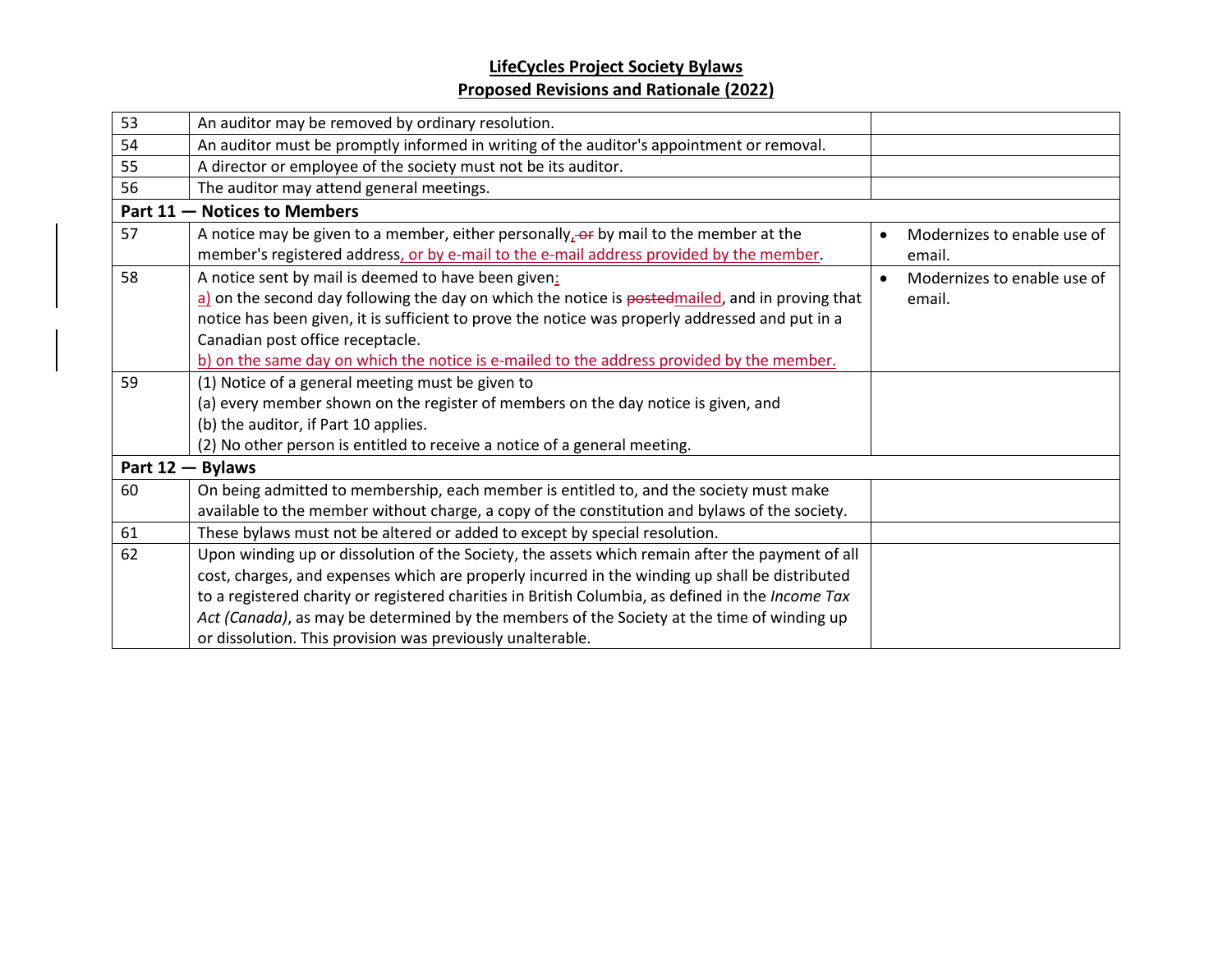**LifeCycles Project Society Bylaws**
**Proposed Revisions and Rationale (2022)**

| | | |
|---|---|---|
| 53 | An auditor may be removed by ordinary resolution. | |
| 54 | An auditor must be promptly informed in writing of the auditor's appointment or removal. | |
| 55 | A director or employee of the society must not be its auditor. | |
| 56 | The auditor may attend general meetings. | |
| **Part 11 — Notices to Members** | | |
| 57 | A notice may be given to a member, either personally, ~~or~~ by mail to the member at the member's registered address, or by e-mail to the e-mail address provided by the member. | • Modernizes to enable use of email. |
| 58 | A notice sent by mail is deemed to have been given:<br>a) on the second day following the day on which the notice is ~~posted~~mailed, and in proving that notice has been given, it is sufficient to prove the notice was properly addressed and put in a Canadian post office receptacle.<br>b) on the same day on which the notice is e-mailed to the address provided by the member. | • Modernizes to enable use of email. |
| 59 | (1) Notice of a general meeting must be given to<br>(a) every member shown on the register of members on the day notice is given, and<br>(b) the auditor, if Part 10 applies.<br>(2) No other person is entitled to receive a notice of a general meeting. | |
| **Part 12 — Bylaws** | | |
| 60 | On being admitted to membership, each member is entitled to, and the society must make available to the member without charge, a copy of the constitution and bylaws of the society. | |
| 61 | These bylaws must not be altered or added to except by special resolution. | |
| 62 | Upon winding up or dissolution of the Society, the assets which remain after the payment of all cost, charges, and expenses which are properly incurred in the winding up shall be distributed to a registered charity or registered charities in British Columbia, as defined in the *Income Tax Act (Canada)*, as may be determined by the members of the Society at the time of winding up or dissolution. This provision was previously unalterable. | |